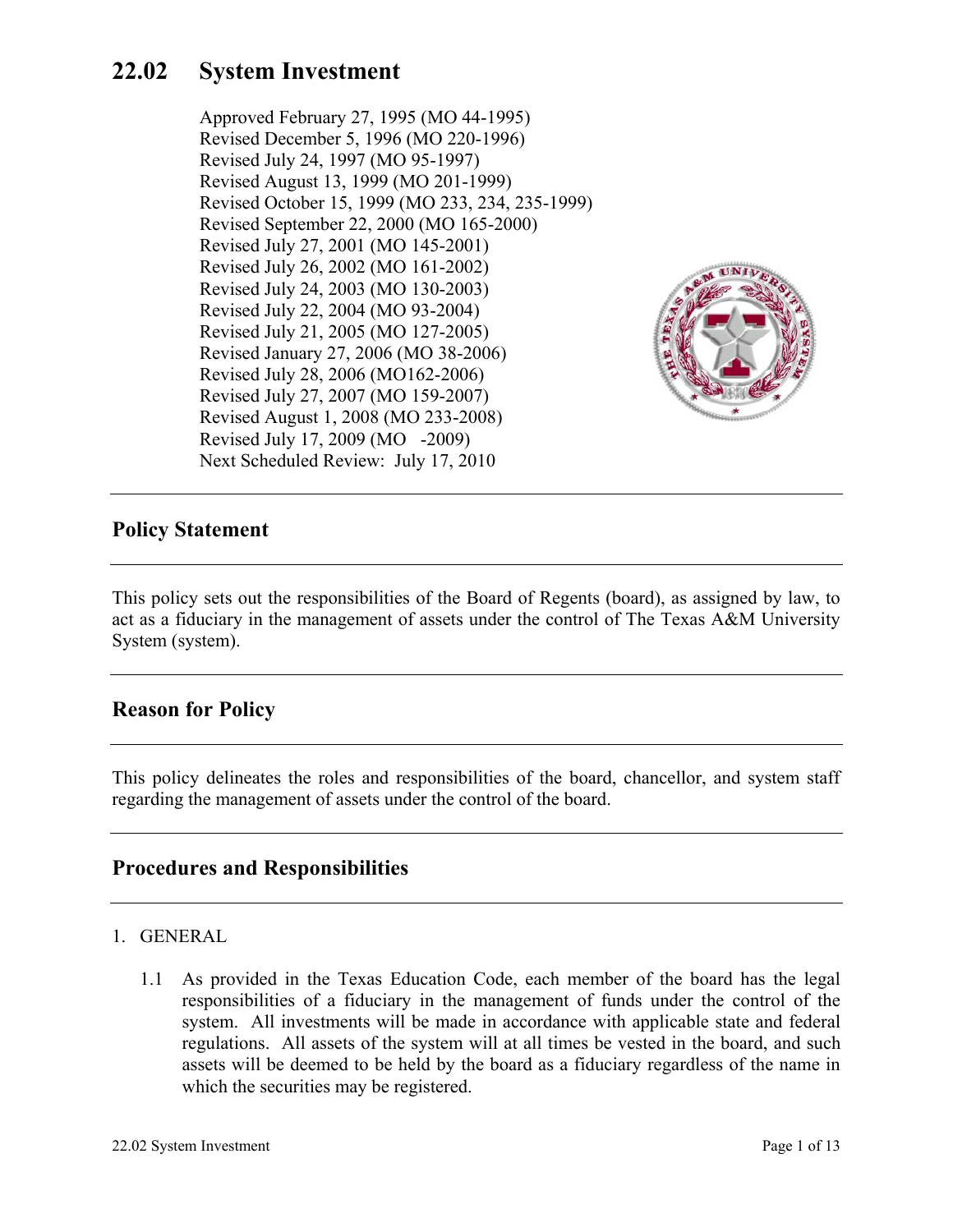# 22.02 System Investment

Approved February 27, 1995 (MO 44-1995)
Revised December 5, 1996 (MO 220-1996)
Revised July 24, 1997 (MO 95-1997)
Revised August 13, 1999 (MO 201-1999)
Revised October 15, 1999 (MO 233, 234, 235-1999)
Revised September 22, 2000 (MO 165-2000)
Revised July 27, 2001 (MO 145-2001)
Revised July 26, 2002 (MO 161-2002)
Revised July 24, 2003 (MO 130-2003)
Revised July 22, 2004 (MO 93-2004)
Revised July 21, 2005 (MO 127-2005)
Revised January 27, 2006 (MO 38-2006)
Revised July 28, 2006 (MO162-2006)
Revised July 27, 2007 (MO 159-2007)
Revised August 1, 2008 (MO 233-2008)
Revised July 17, 2009 (MO -2009)
Next Scheduled Review: July 17, 2010

---

## Policy Statement

---

This policy sets out the responsibilities of the Board of Regents (board), as assigned by law, to act as a fiduciary in the management of assets under the control of The Texas A&M University System (system).

---

## Reason for Policy

---

This policy delineates the roles and responsibilities of the board, chancellor, and system staff regarding the management of assets under the control of the board.

---

## Procedures and Responsibilities

---

1. GENERAL

   1.1 As provided in the Texas Education Code, each member of the board has the legal responsibilities of a fiduciary in the management of funds under the control of the system. All investments will be made in accordance with applicable state and federal regulations. All assets of the system will at all times be vested in the board, and such assets will be deemed to be held by the board as a fiduciary regardless of the name in which the securities may be registered.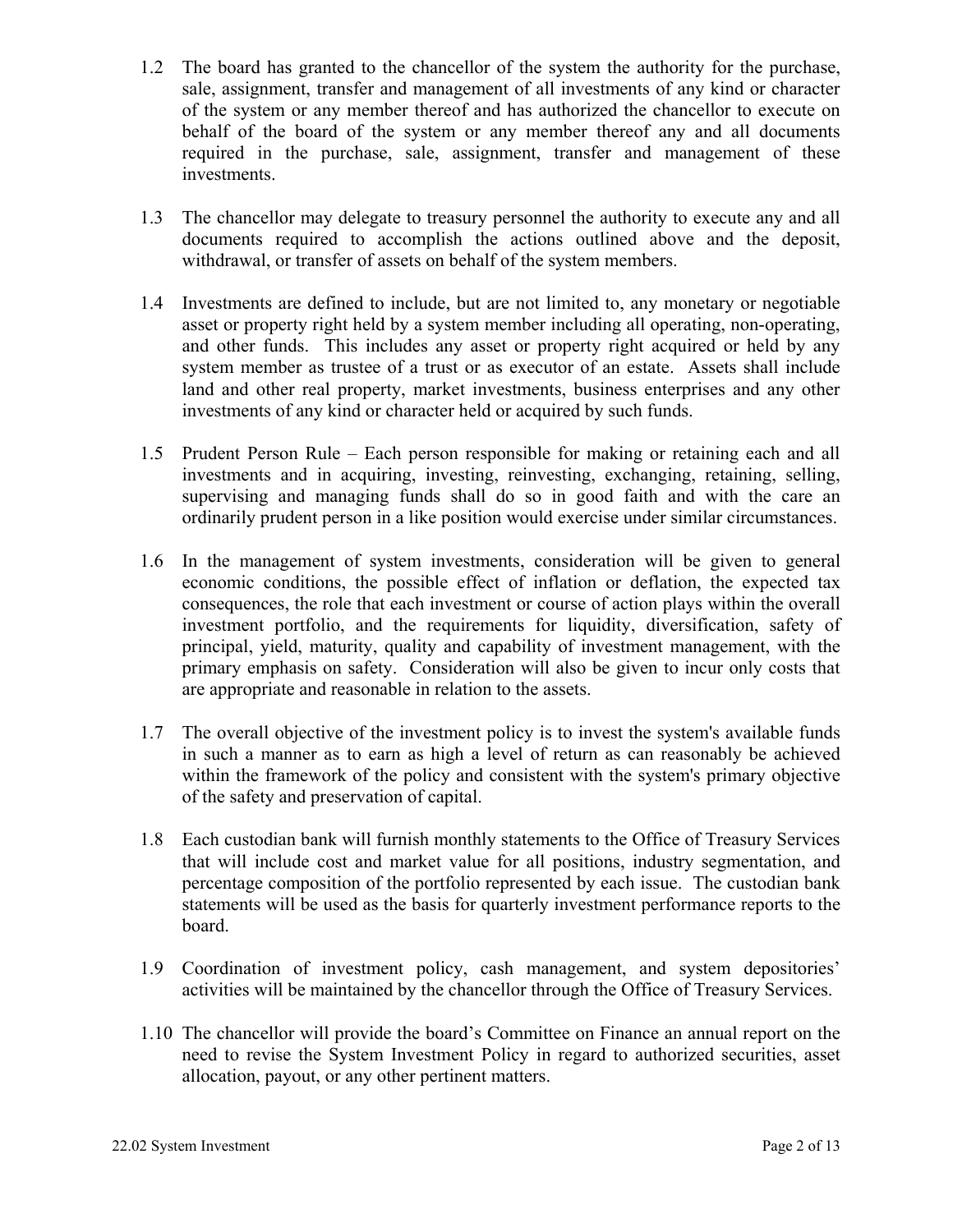1.2 The board has granted to the chancellor of the system the authority for the purchase, sale, assignment, transfer and management of all investments of any kind or character of the system or any member thereof and has authorized the chancellor to execute on behalf of the board of the system or any member thereof any and all documents required in the purchase, sale, assignment, transfer and management of these investments.

1.3 The chancellor may delegate to treasury personnel the authority to execute any and all documents required to accomplish the actions outlined above and the deposit, withdrawal, or transfer of assets on behalf of the system members.

1.4 Investments are defined to include, but are not limited to, any monetary or negotiable asset or property right held by a system member including all operating, non-operating, and other funds. This includes any asset or property right acquired or held by any system member as trustee of a trust or as executor of an estate. Assets shall include land and other real property, market investments, business enterprises and any other investments of any kind or character held or acquired by such funds.

1.5 Prudent Person Rule – Each person responsible for making or retaining each and all investments and in acquiring, investing, reinvesting, exchanging, retaining, selling, supervising and managing funds shall do so in good faith and with the care an ordinarily prudent person in a like position would exercise under similar circumstances.

1.6 In the management of system investments, consideration will be given to general economic conditions, the possible effect of inflation or deflation, the expected tax consequences, the role that each investment or course of action plays within the overall investment portfolio, and the requirements for liquidity, diversification, safety of principal, yield, maturity, quality and capability of investment management, with the primary emphasis on safety. Consideration will also be given to incur only costs that are appropriate and reasonable in relation to the assets.

1.7 The overall objective of the investment policy is to invest the system's available funds in such a manner as to earn as high a level of return as can reasonably be achieved within the framework of the policy and consistent with the system's primary objective of the safety and preservation of capital.

1.8 Each custodian bank will furnish monthly statements to the Office of Treasury Services that will include cost and market value for all positions, industry segmentation, and percentage composition of the portfolio represented by each issue. The custodian bank statements will be used as the basis for quarterly investment performance reports to the board.

1.9 Coordination of investment policy, cash management, and system depositories' activities will be maintained by the chancellor through the Office of Treasury Services.

1.10 The chancellor will provide the board's Committee on Finance an annual report on the need to revise the System Investment Policy in regard to authorized securities, asset allocation, payout, or any other pertinent matters.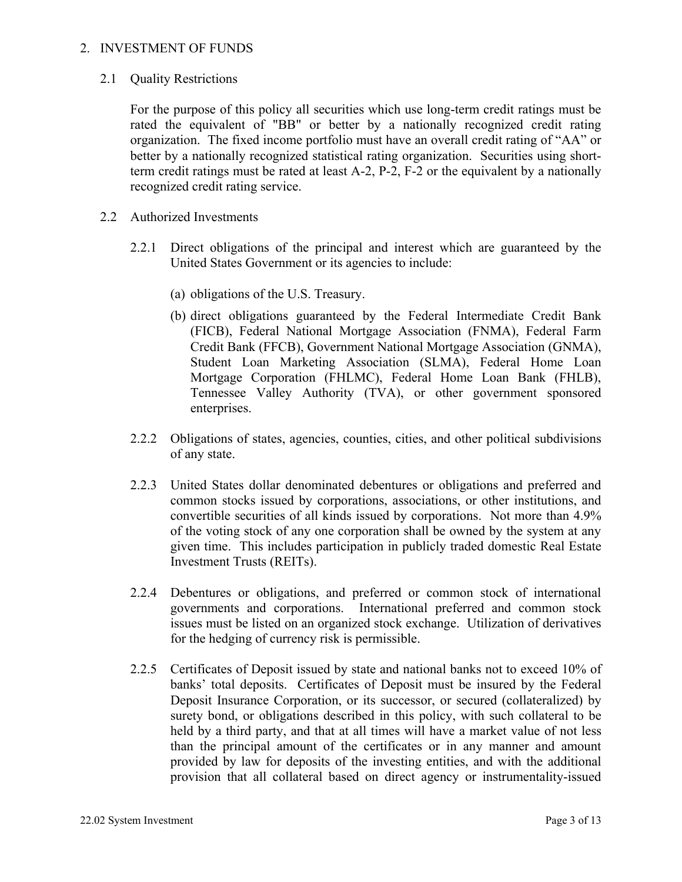## 2. INVESTMENT OF FUNDS

### 2.1 Quality Restrictions

For the purpose of this policy all securities which use long-term credit ratings must be rated the equivalent of "BB" or better by a nationally recognized credit rating organization. The fixed income portfolio must have an overall credit rating of "AA" or better by a nationally recognized statistical rating organization. Securities using short-term credit ratings must be rated at least A-2, P-2, F-2 or the equivalent by a nationally recognized credit rating service.

### 2.2 Authorized Investments

2.2.1 Direct obligations of the principal and interest which are guaranteed by the United States Government or its agencies to include:

(a) obligations of the U.S. Treasury.

(b) direct obligations guaranteed by the Federal Intermediate Credit Bank (FICB), Federal National Mortgage Association (FNMA), Federal Farm Credit Bank (FFCB), Government National Mortgage Association (GNMA), Student Loan Marketing Association (SLMA), Federal Home Loan Mortgage Corporation (FHLMC), Federal Home Loan Bank (FHLB), Tennessee Valley Authority (TVA), or other government sponsored enterprises.

2.2.2 Obligations of states, agencies, counties, cities, and other political subdivisions of any state.

2.2.3 United States dollar denominated debentures or obligations and preferred and common stocks issued by corporations, associations, or other institutions, and convertible securities of all kinds issued by corporations. Not more than 4.9% of the voting stock of any one corporation shall be owned by the system at any given time. This includes participation in publicly traded domestic Real Estate Investment Trusts (REITs).

2.2.4 Debentures or obligations, and preferred or common stock of international governments and corporations. International preferred and common stock issues must be listed on an organized stock exchange. Utilization of derivatives for the hedging of currency risk is permissible.

2.2.5 Certificates of Deposit issued by state and national banks not to exceed 10% of banks' total deposits. Certificates of Deposit must be insured by the Federal Deposit Insurance Corporation, or its successor, or secured (collateralized) by surety bond, or obligations described in this policy, with such collateral to be held by a third party, and that at all times will have a market value of not less than the principal amount of the certificates or in any manner and amount provided by law for deposits of the investing entities, and with the additional provision that all collateral based on direct agency or instrumentality-issued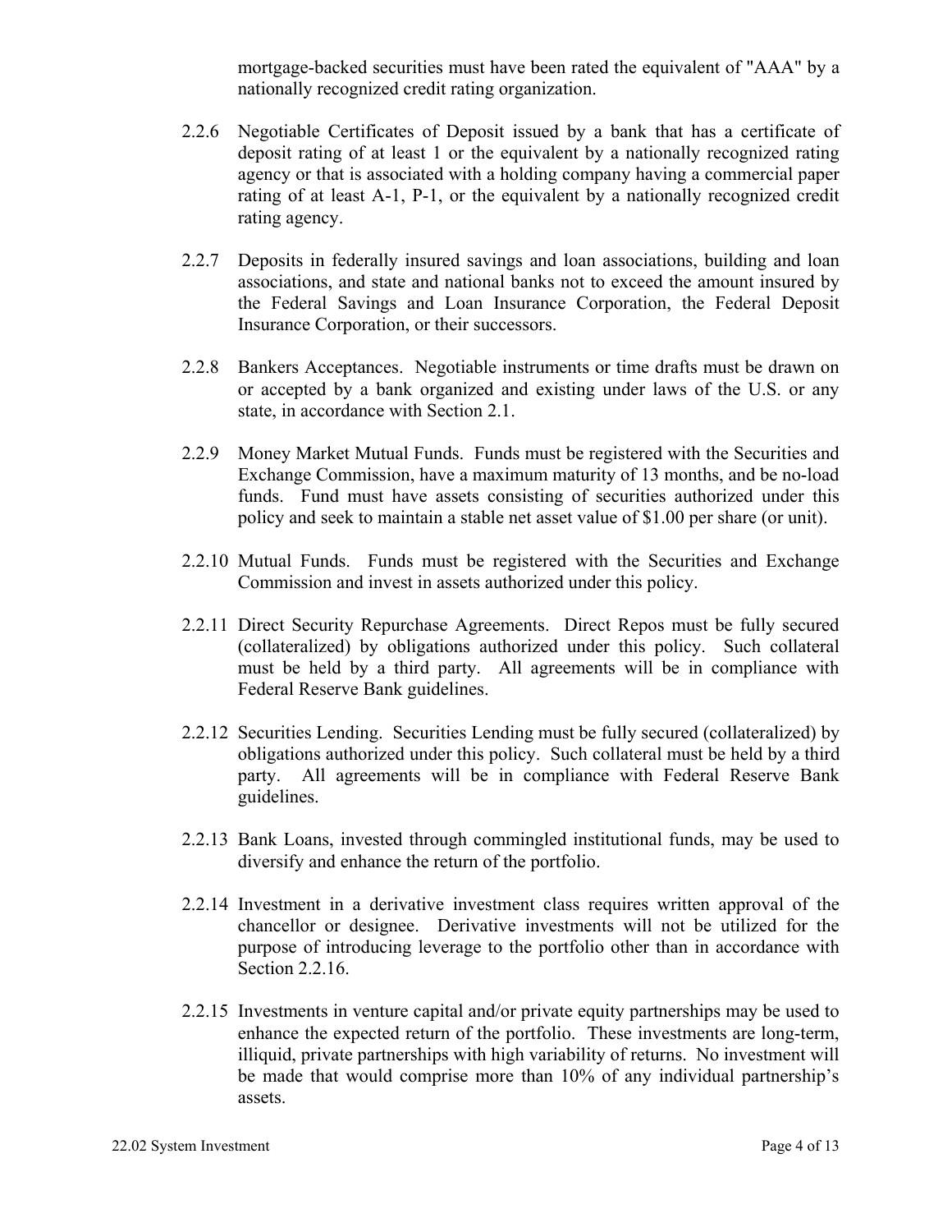mortgage-backed securities must have been rated the equivalent of "AAA" by a nationally recognized credit rating organization.

2.2.6 Negotiable Certificates of Deposit issued by a bank that has a certificate of deposit rating of at least 1 or the equivalent by a nationally recognized rating agency or that is associated with a holding company having a commercial paper rating of at least A-1, P-1, or the equivalent by a nationally recognized credit rating agency.

2.2.7 Deposits in federally insured savings and loan associations, building and loan associations, and state and national banks not to exceed the amount insured by the Federal Savings and Loan Insurance Corporation, the Federal Deposit Insurance Corporation, or their successors.

2.2.8 Bankers Acceptances. Negotiable instruments or time drafts must be drawn on or accepted by a bank organized and existing under laws of the U.S. or any state, in accordance with Section 2.1.

2.2.9 Money Market Mutual Funds. Funds must be registered with the Securities and Exchange Commission, have a maximum maturity of 13 months, and be no-load funds. Fund must have assets consisting of securities authorized under this policy and seek to maintain a stable net asset value of $1.00 per share (or unit).

2.2.10 Mutual Funds. Funds must be registered with the Securities and Exchange Commission and invest in assets authorized under this policy.

2.2.11 Direct Security Repurchase Agreements. Direct Repos must be fully secured (collateralized) by obligations authorized under this policy. Such collateral must be held by a third party. All agreements will be in compliance with Federal Reserve Bank guidelines.

2.2.12 Securities Lending. Securities Lending must be fully secured (collateralized) by obligations authorized under this policy. Such collateral must be held by a third party. All agreements will be in compliance with Federal Reserve Bank guidelines.

2.2.13 Bank Loans, invested through commingled institutional funds, may be used to diversify and enhance the return of the portfolio.

2.2.14 Investment in a derivative investment class requires written approval of the chancellor or designee. Derivative investments will not be utilized for the purpose of introducing leverage to the portfolio other than in accordance with Section 2.2.16.

2.2.15 Investments in venture capital and/or private equity partnerships may be used to enhance the expected return of the portfolio. These investments are long-term, illiquid, private partnerships with high variability of returns. No investment will be made that would comprise more than 10% of any individual partnership's assets.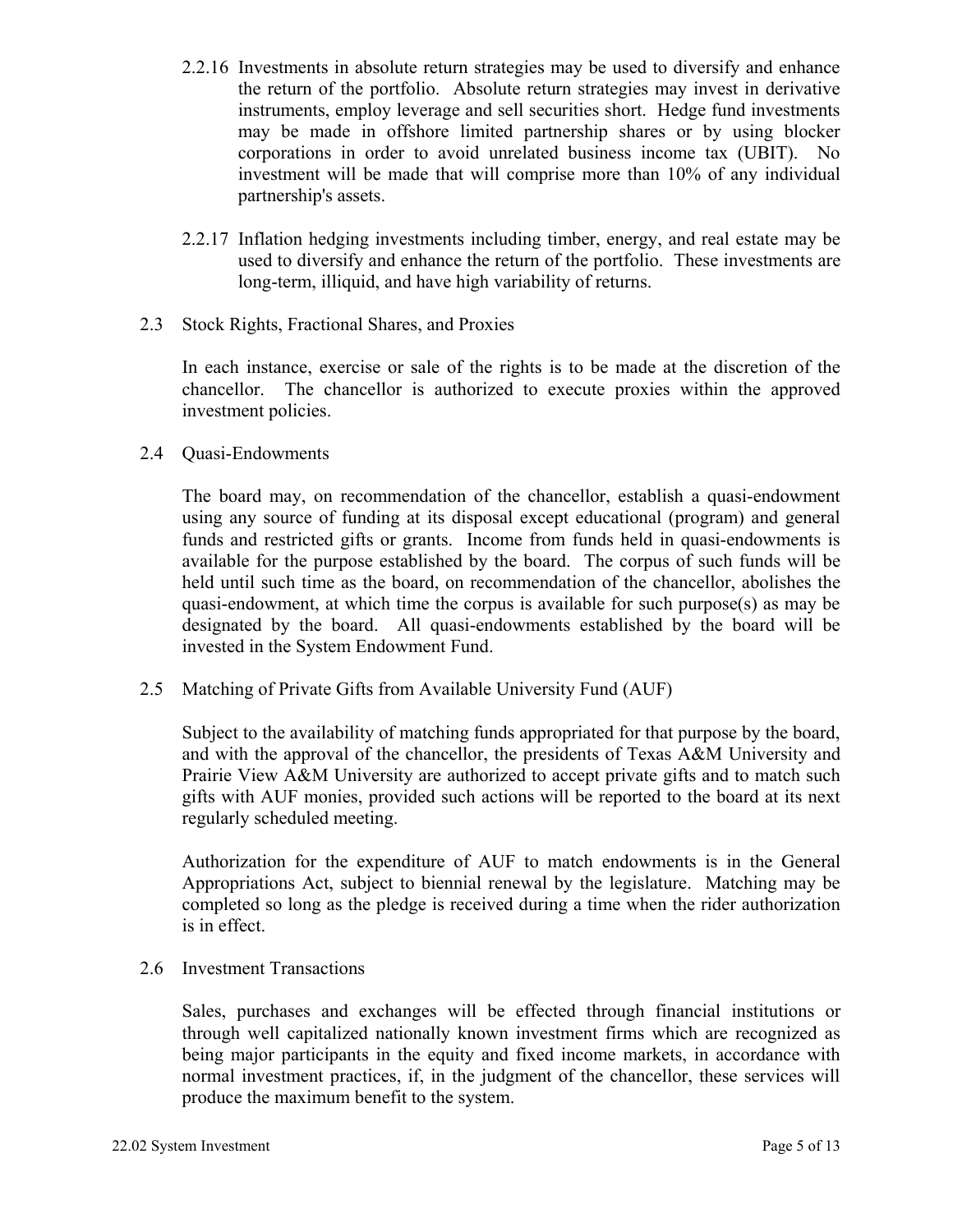2.2.16 Investments in absolute return strategies may be used to diversify and enhance the return of the portfolio. Absolute return strategies may invest in derivative instruments, employ leverage and sell securities short. Hedge fund investments may be made in offshore limited partnership shares or by using blocker corporations in order to avoid unrelated business income tax (UBIT). No investment will be made that will comprise more than 10% of any individual partnership's assets.

2.2.17 Inflation hedging investments including timber, energy, and real estate may be used to diversify and enhance the return of the portfolio. These investments are long-term, illiquid, and have high variability of returns.

2.3 Stock Rights, Fractional Shares, and Proxies

In each instance, exercise or sale of the rights is to be made at the discretion of the chancellor. The chancellor is authorized to execute proxies within the approved investment policies.

2.4 Quasi-Endowments

The board may, on recommendation of the chancellor, establish a quasi-endowment using any source of funding at its disposal except educational (program) and general funds and restricted gifts or grants. Income from funds held in quasi-endowments is available for the purpose established by the board. The corpus of such funds will be held until such time as the board, on recommendation of the chancellor, abolishes the quasi-endowment, at which time the corpus is available for such purpose(s) as may be designated by the board. All quasi-endowments established by the board will be invested in the System Endowment Fund.

2.5 Matching of Private Gifts from Available University Fund (AUF)

Subject to the availability of matching funds appropriated for that purpose by the board, and with the approval of the chancellor, the presidents of Texas A&M University and Prairie View A&M University are authorized to accept private gifts and to match such gifts with AUF monies, provided such actions will be reported to the board at its next regularly scheduled meeting.

Authorization for the expenditure of AUF to match endowments is in the General Appropriations Act, subject to biennial renewal by the legislature. Matching may be completed so long as the pledge is received during a time when the rider authorization is in effect.

2.6 Investment Transactions

Sales, purchases and exchanges will be effected through financial institutions or through well capitalized nationally known investment firms which are recognized as being major participants in the equity and fixed income markets, in accordance with normal investment practices, if, in the judgment of the chancellor, these services will produce the maximum benefit to the system.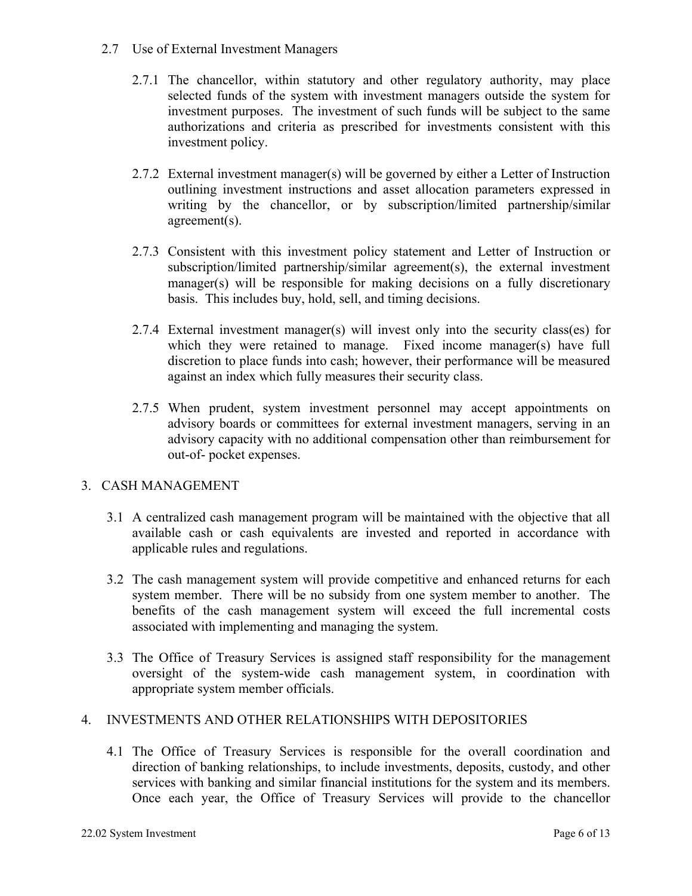2.7 Use of External Investment Managers

2.7.1 The chancellor, within statutory and other regulatory authority, may place selected funds of the system with investment managers outside the system for investment purposes. The investment of such funds will be subject to the same authorizations and criteria as prescribed for investments consistent with this investment policy.

2.7.2 External investment manager(s) will be governed by either a Letter of Instruction outlining investment instructions and asset allocation parameters expressed in writing by the chancellor, or by subscription/limited partnership/similar agreement(s).

2.7.3 Consistent with this investment policy statement and Letter of Instruction or subscription/limited partnership/similar agreement(s), the external investment manager(s) will be responsible for making decisions on a fully discretionary basis. This includes buy, hold, sell, and timing decisions.

2.7.4 External investment manager(s) will invest only into the security class(es) for which they were retained to manage. Fixed income manager(s) have full discretion to place funds into cash; however, their performance will be measured against an index which fully measures their security class.

2.7.5 When prudent, system investment personnel may accept appointments on advisory boards or committees for external investment managers, serving in an advisory capacity with no additional compensation other than reimbursement for out-of- pocket expenses.

## 3. CASH MANAGEMENT

3.1 A centralized cash management program will be maintained with the objective that all available cash or cash equivalents are invested and reported in accordance with applicable rules and regulations.

3.2 The cash management system will provide competitive and enhanced returns for each system member. There will be no subsidy from one system member to another. The benefits of the cash management system will exceed the full incremental costs associated with implementing and managing the system.

3.3 The Office of Treasury Services is assigned staff responsibility for the management oversight of the system-wide cash management system, in coordination with appropriate system member officials.

## 4. INVESTMENTS AND OTHER RELATIONSHIPS WITH DEPOSITORIES

4.1 The Office of Treasury Services is responsible for the overall coordination and direction of banking relationships, to include investments, deposits, custody, and other services with banking and similar financial institutions for the system and its members. Once each year, the Office of Treasury Services will provide to the chancellor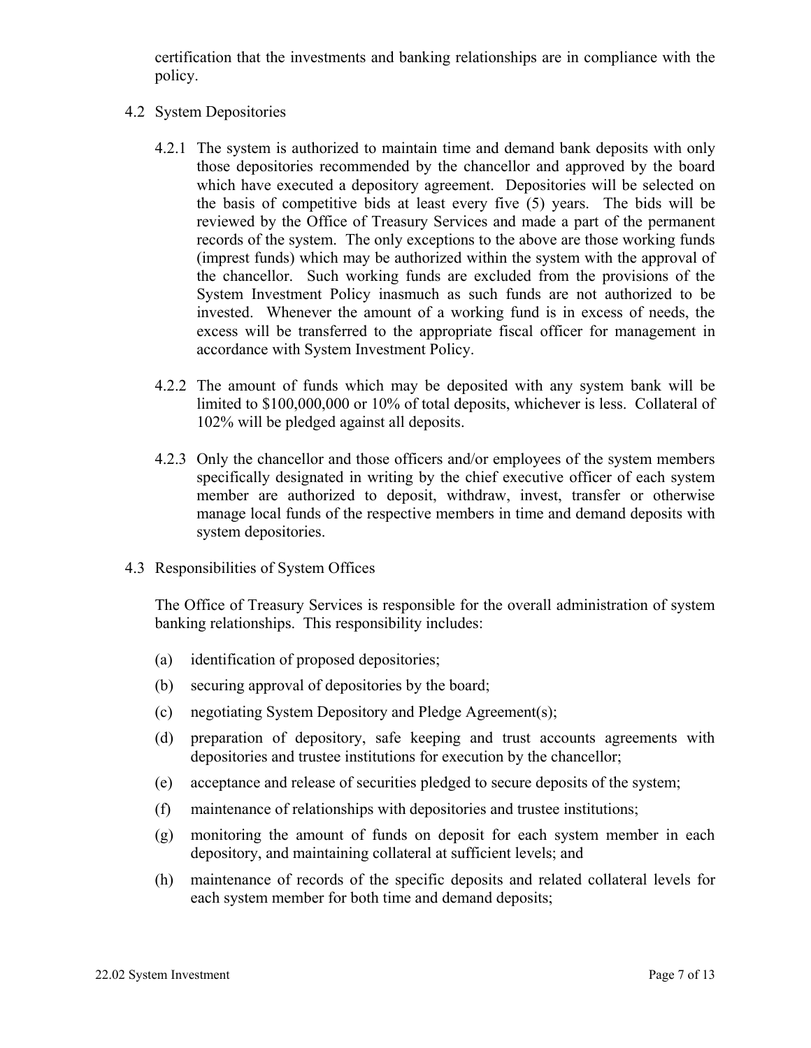certification that the investments and banking relationships are in compliance with the policy.

## 4.2 System Depositories

4.2.1 The system is authorized to maintain time and demand bank deposits with only those depositories recommended by the chancellor and approved by the board which have executed a depository agreement. Depositories will be selected on the basis of competitive bids at least every five (5) years. The bids will be reviewed by the Office of Treasury Services and made a part of the permanent records of the system. The only exceptions to the above are those working funds (imprest funds) which may be authorized within the system with the approval of the chancellor. Such working funds are excluded from the provisions of the System Investment Policy inasmuch as such funds are not authorized to be invested. Whenever the amount of a working fund is in excess of needs, the excess will be transferred to the appropriate fiscal officer for management in accordance with System Investment Policy.

4.2.2 The amount of funds which may be deposited with any system bank will be limited to $100,000,000 or 10% of total deposits, whichever is less. Collateral of 102% will be pledged against all deposits.

4.2.3 Only the chancellor and those officers and/or employees of the system members specifically designated in writing by the chief executive officer of each system member are authorized to deposit, withdraw, invest, transfer or otherwise manage local funds of the respective members in time and demand deposits with system depositories.

## 4.3 Responsibilities of System Offices

The Office of Treasury Services is responsible for the overall administration of system banking relationships. This responsibility includes:

(a) identification of proposed depositories;

(b) securing approval of depositories by the board;

(c) negotiating System Depository and Pledge Agreement(s);

(d) preparation of depository, safe keeping and trust accounts agreements with depositories and trustee institutions for execution by the chancellor;

(e) acceptance and release of securities pledged to secure deposits of the system;

(f) maintenance of relationships with depositories and trustee institutions;

(g) monitoring the amount of funds on deposit for each system member in each depository, and maintaining collateral at sufficient levels; and

(h) maintenance of records of the specific deposits and related collateral levels for each system member for both time and demand deposits;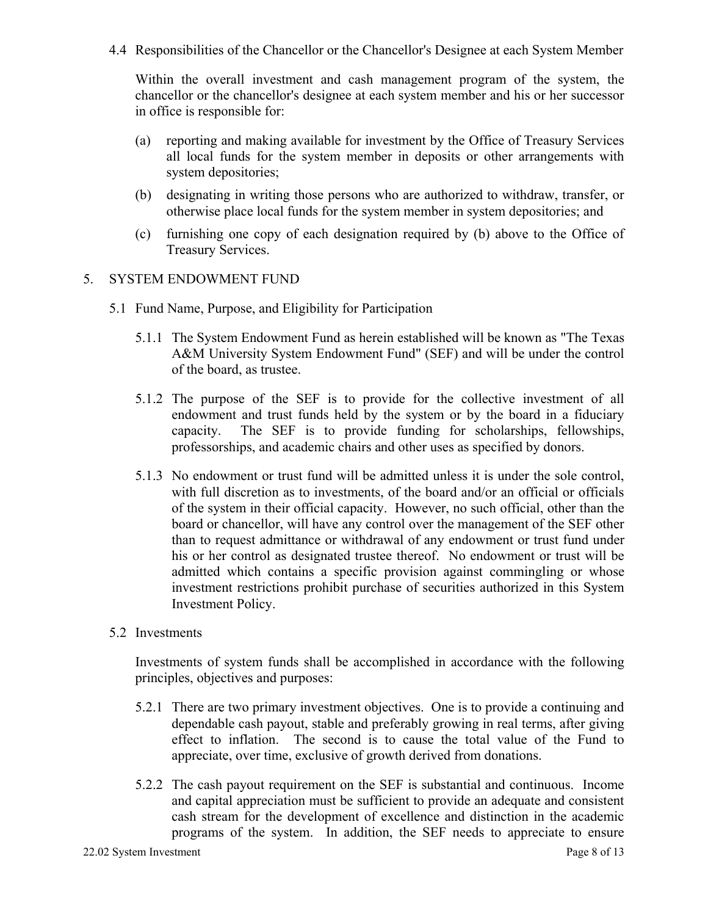### 4.4 Responsibilities of the Chancellor or the Chancellor's Designee at each System Member

Within the overall investment and cash management program of the system, the chancellor or the chancellor's designee at each system member and his or her successor in office is responsible for:

(a) reporting and making available for investment by the Office of Treasury Services all local funds for the system member in deposits or other arrangements with system depositories;

(b) designating in writing those persons who are authorized to withdraw, transfer, or otherwise place local funds for the system member in system depositories; and

(c) furnishing one copy of each designation required by (b) above to the Office of Treasury Services.

## 5. SYSTEM ENDOWMENT FUND

### 5.1 Fund Name, Purpose, and Eligibility for Participation

5.1.1 The System Endowment Fund as herein established will be known as "The Texas A&M University System Endowment Fund" (SEF) and will be under the control of the board, as trustee.

5.1.2 The purpose of the SEF is to provide for the collective investment of all endowment and trust funds held by the system or by the board in a fiduciary capacity. The SEF is to provide funding for scholarships, fellowships, professorships, and academic chairs and other uses as specified by donors.

5.1.3 No endowment or trust fund will be admitted unless it is under the sole control, with full discretion as to investments, of the board and/or an official or officials of the system in their official capacity. However, no such official, other than the board or chancellor, will have any control over the management of the SEF other than to request admittance or withdrawal of any endowment or trust fund under his or her control as designated trustee thereof. No endowment or trust will be admitted which contains a specific provision against commingling or whose investment restrictions prohibit purchase of securities authorized in this System Investment Policy.

### 5.2 Investments

Investments of system funds shall be accomplished in accordance with the following principles, objectives and purposes:

5.2.1 There are two primary investment objectives. One is to provide a continuing and dependable cash payout, stable and preferably growing in real terms, after giving effect to inflation. The second is to cause the total value of the Fund to appreciate, over time, exclusive of growth derived from donations.

5.2.2 The cash payout requirement on the SEF is substantial and continuous. Income and capital appreciation must be sufficient to provide an adequate and consistent cash stream for the development of excellence and distinction in the academic programs of the system. In addition, the SEF needs to appreciate to ensure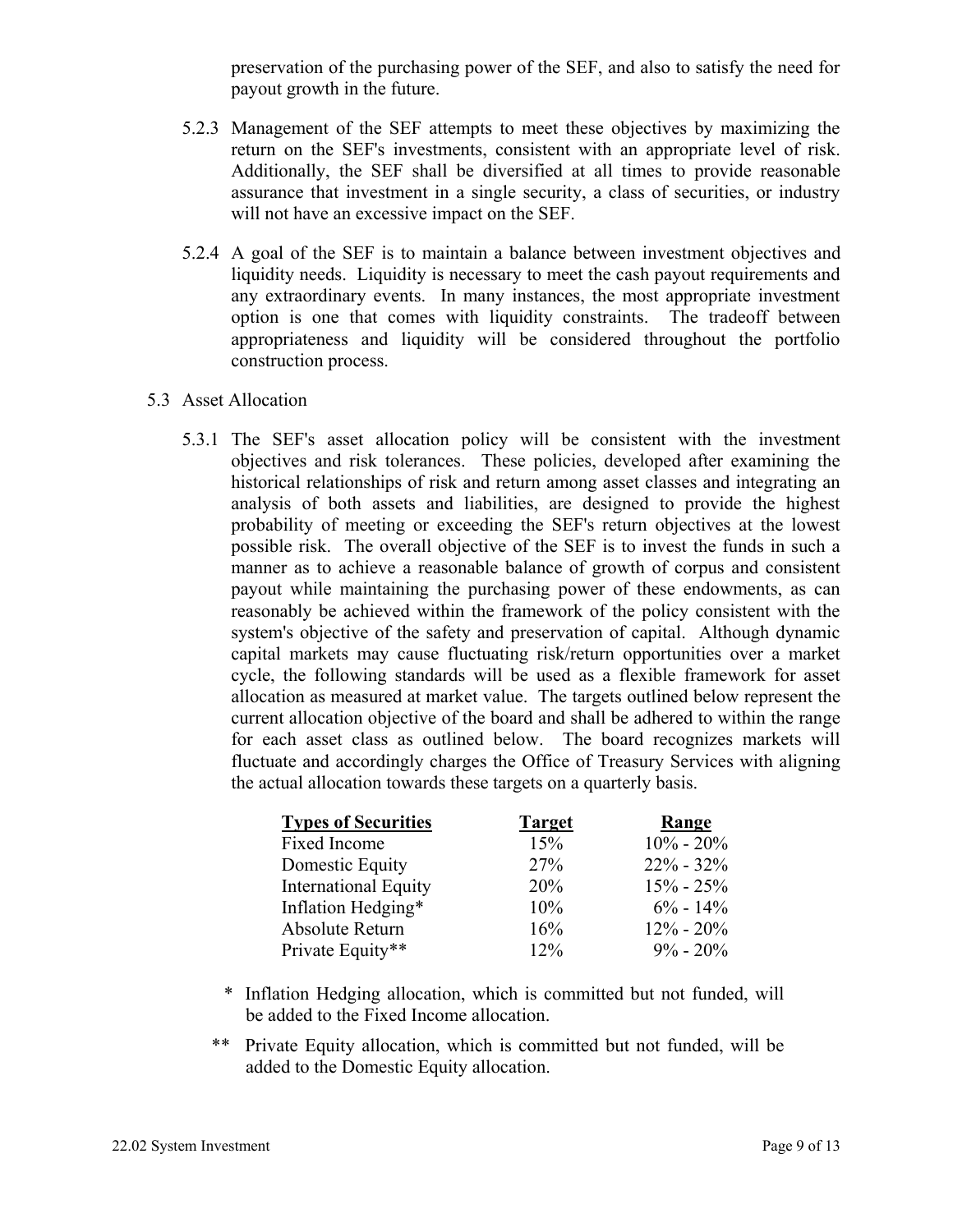preservation of the purchasing power of the SEF, and also to satisfy the need for payout growth in the future.

5.2.3 Management of the SEF attempts to meet these objectives by maximizing the return on the SEF's investments, consistent with an appropriate level of risk. Additionally, the SEF shall be diversified at all times to provide reasonable assurance that investment in a single security, a class of securities, or industry will not have an excessive impact on the SEF.

5.2.4 A goal of the SEF is to maintain a balance between investment objectives and liquidity needs. Liquidity is necessary to meet the cash payout requirements and any extraordinary events. In many instances, the most appropriate investment option is one that comes with liquidity constraints. The tradeoff between appropriateness and liquidity will be considered throughout the portfolio construction process.

5.3 Asset Allocation

5.3.1 The SEF's asset allocation policy will be consistent with the investment objectives and risk tolerances. These policies, developed after examining the historical relationships of risk and return among asset classes and integrating an analysis of both assets and liabilities, are designed to provide the highest probability of meeting or exceeding the SEF's return objectives at the lowest possible risk. The overall objective of the SEF is to invest the funds in such a manner as to achieve a reasonable balance of growth of corpus and consistent payout while maintaining the purchasing power of these endowments, as can reasonably be achieved within the framework of the policy consistent with the system's objective of the safety and preservation of capital. Although dynamic capital markets may cause fluctuating risk/return opportunities over a market cycle, the following standards will be used as a flexible framework for asset allocation as measured at market value. The targets outlined below represent the current allocation objective of the board and shall be adhered to within the range for each asset class as outlined below. The board recognizes markets will fluctuate and accordingly charges the Office of Treasury Services with aligning the actual allocation towards these targets on a quarterly basis.

| Types of Securities | Target | Range |
|---|---|---|
| Fixed Income | 15% | 10% - 20% |
| Domestic Equity | 27% | 22% - 32% |
| International Equity | 20% | 15% - 25% |
| Inflation Hedging* | 10% | 6% - 14% |
| Absolute Return | 16% | 12% - 20% |
| Private Equity** | 12% | 9% - 20% |

\* Inflation Hedging allocation, which is committed but not funded, will be added to the Fixed Income allocation.

\*\* Private Equity allocation, which is committed but not funded, will be added to the Domestic Equity allocation.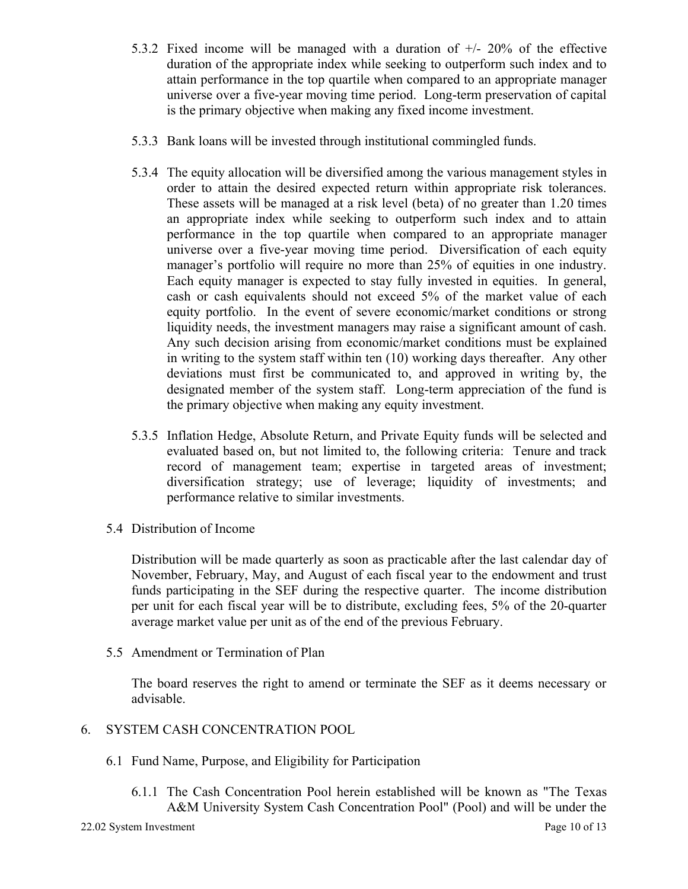5.3.2 Fixed income will be managed with a duration of +/- 20% of the effective duration of the appropriate index while seeking to outperform such index and to attain performance in the top quartile when compared to an appropriate manager universe over a five-year moving time period. Long-term preservation of capital is the primary objective when making any fixed income investment.

5.3.3 Bank loans will be invested through institutional commingled funds.

5.3.4 The equity allocation will be diversified among the various management styles in order to attain the desired expected return within appropriate risk tolerances. These assets will be managed at a risk level (beta) of no greater than 1.20 times an appropriate index while seeking to outperform such index and to attain performance in the top quartile when compared to an appropriate manager universe over a five-year moving time period. Diversification of each equity manager's portfolio will require no more than 25% of equities in one industry. Each equity manager is expected to stay fully invested in equities. In general, cash or cash equivalents should not exceed 5% of the market value of each equity portfolio. In the event of severe economic/market conditions or strong liquidity needs, the investment managers may raise a significant amount of cash. Any such decision arising from economic/market conditions must be explained in writing to the system staff within ten (10) working days thereafter. Any other deviations must first be communicated to, and approved in writing by, the designated member of the system staff. Long-term appreciation of the fund is the primary objective when making any equity investment.

5.3.5 Inflation Hedge, Absolute Return, and Private Equity funds will be selected and evaluated based on, but not limited to, the following criteria: Tenure and track record of management team; expertise in targeted areas of investment; diversification strategy; use of leverage; liquidity of investments; and performance relative to similar investments.

5.4 Distribution of Income

Distribution will be made quarterly as soon as practicable after the last calendar day of November, February, May, and August of each fiscal year to the endowment and trust funds participating in the SEF during the respective quarter. The income distribution per unit for each fiscal year will be to distribute, excluding fees, 5% of the 20-quarter average market value per unit as of the end of the previous February.

5.5 Amendment or Termination of Plan

The board reserves the right to amend or terminate the SEF as it deems necessary or advisable.

## 6. SYSTEM CASH CONCENTRATION POOL

6.1 Fund Name, Purpose, and Eligibility for Participation

6.1.1 The Cash Concentration Pool herein established will be known as "The Texas A&M University System Cash Concentration Pool" (Pool) and will be under the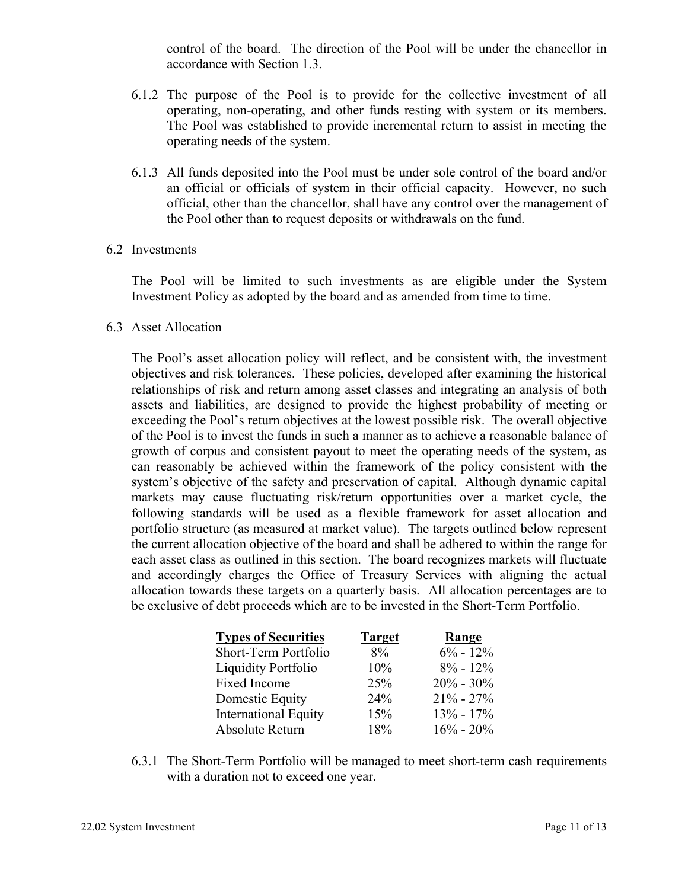control of the board. The direction of the Pool will be under the chancellor in accordance with Section 1.3.

6.1.2 The purpose of the Pool is to provide for the collective investment of all operating, non-operating, and other funds resting with system or its members. The Pool was established to provide incremental return to assist in meeting the operating needs of the system.

6.1.3 All funds deposited into the Pool must be under sole control of the board and/or an official or officials of system in their official capacity. However, no such official, other than the chancellor, shall have any control over the management of the Pool other than to request deposits or withdrawals on the fund.

6.2 Investments

The Pool will be limited to such investments as are eligible under the System Investment Policy as adopted by the board and as amended from time to time.

6.3 Asset Allocation

The Pool's asset allocation policy will reflect, and be consistent with, the investment objectives and risk tolerances. These policies, developed after examining the historical relationships of risk and return among asset classes and integrating an analysis of both assets and liabilities, are designed to provide the highest probability of meeting or exceeding the Pool's return objectives at the lowest possible risk. The overall objective of the Pool is to invest the funds in such a manner as to achieve a reasonable balance of growth of corpus and consistent payout to meet the operating needs of the system, as can reasonably be achieved within the framework of the policy consistent with the system's objective of the safety and preservation of capital. Although dynamic capital markets may cause fluctuating risk/return opportunities over a market cycle, the following standards will be used as a flexible framework for asset allocation and portfolio structure (as measured at market value). The targets outlined below represent the current allocation objective of the board and shall be adhered to within the range for each asset class as outlined in this section. The board recognizes markets will fluctuate and accordingly charges the Office of Treasury Services with aligning the actual allocation towards these targets on a quarterly basis. All allocation percentages are to be exclusive of debt proceeds which are to be invested in the Short-Term Portfolio.

| Types of Securities | Target | Range |
|---|---|---|
| Short-Term Portfolio | 8% | 6% - 12% |
| Liquidity Portfolio | 10% | 8% - 12% |
| Fixed Income | 25% | 20% - 30% |
| Domestic Equity | 24% | 21% - 27% |
| International Equity | 15% | 13% - 17% |
| Absolute Return | 18% | 16% - 20% |

6.3.1 The Short-Term Portfolio will be managed to meet short-term cash requirements with a duration not to exceed one year.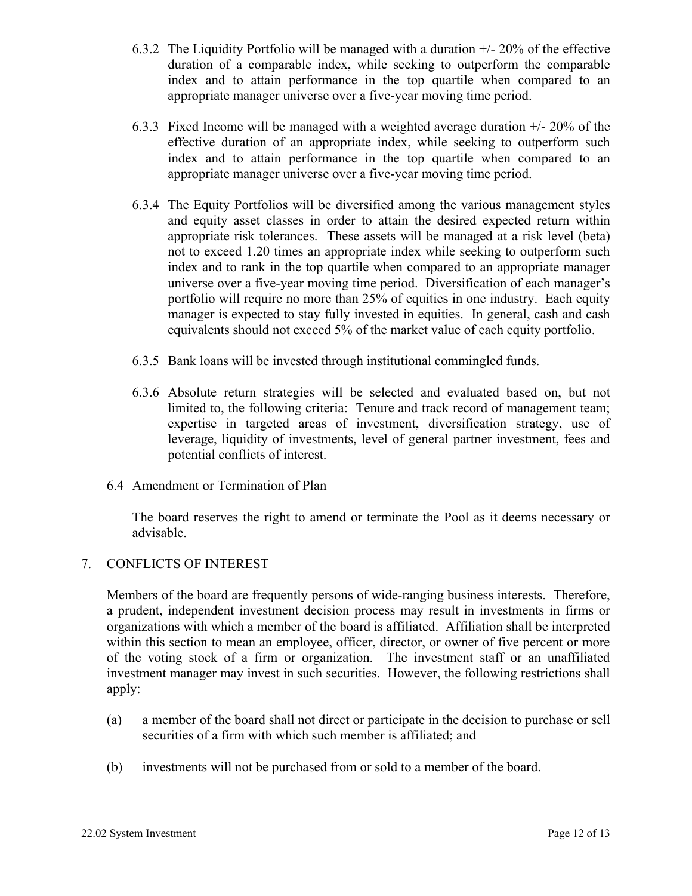6.3.2 The Liquidity Portfolio will be managed with a duration +/- 20% of the effective duration of a comparable index, while seeking to outperform the comparable index and to attain performance in the top quartile when compared to an appropriate manager universe over a five-year moving time period.

6.3.3 Fixed Income will be managed with a weighted average duration +/- 20% of the effective duration of an appropriate index, while seeking to outperform such index and to attain performance in the top quartile when compared to an appropriate manager universe over a five-year moving time period.

6.3.4 The Equity Portfolios will be diversified among the various management styles and equity asset classes in order to attain the desired expected return within appropriate risk tolerances. These assets will be managed at a risk level (beta) not to exceed 1.20 times an appropriate index while seeking to outperform such index and to rank in the top quartile when compared to an appropriate manager universe over a five-year moving time period. Diversification of each manager's portfolio will require no more than 25% of equities in one industry. Each equity manager is expected to stay fully invested in equities. In general, cash and cash equivalents should not exceed 5% of the market value of each equity portfolio.

6.3.5 Bank loans will be invested through institutional commingled funds.

6.3.6 Absolute return strategies will be selected and evaluated based on, but not limited to, the following criteria: Tenure and track record of management team; expertise in targeted areas of investment, diversification strategy, use of leverage, liquidity of investments, level of general partner investment, fees and potential conflicts of interest.

6.4 Amendment or Termination of Plan

The board reserves the right to amend or terminate the Pool as it deems necessary or advisable.

## 7. CONFLICTS OF INTEREST

Members of the board are frequently persons of wide-ranging business interests. Therefore, a prudent, independent investment decision process may result in investments in firms or organizations with which a member of the board is affiliated. Affiliation shall be interpreted within this section to mean an employee, officer, director, or owner of five percent or more of the voting stock of a firm or organization. The investment staff or an unaffiliated investment manager may invest in such securities. However, the following restrictions shall apply:

(a) a member of the board shall not direct or participate in the decision to purchase or sell securities of a firm with which such member is affiliated; and

(b) investments will not be purchased from or sold to a member of the board.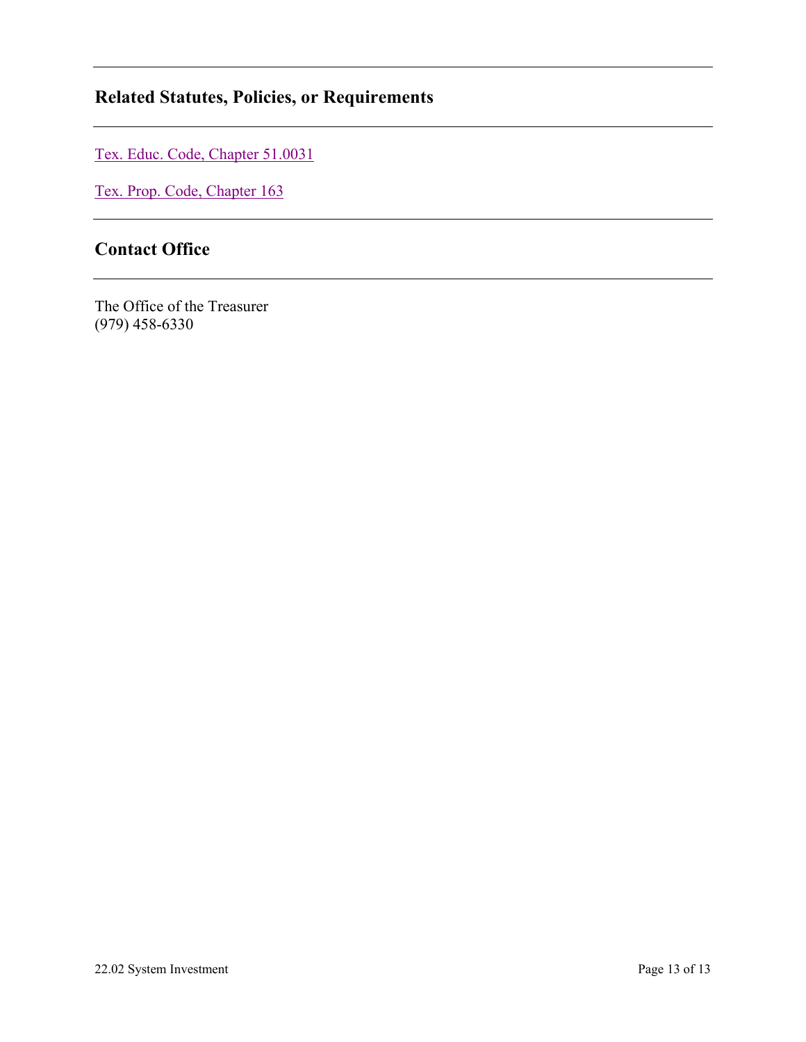## Related Statutes, Policies, or Requirements

Tex. Educ. Code, Chapter 51.0031

Tex. Prop. Code, Chapter 163

## Contact Office

The Office of the Treasurer
(979) 458-6330